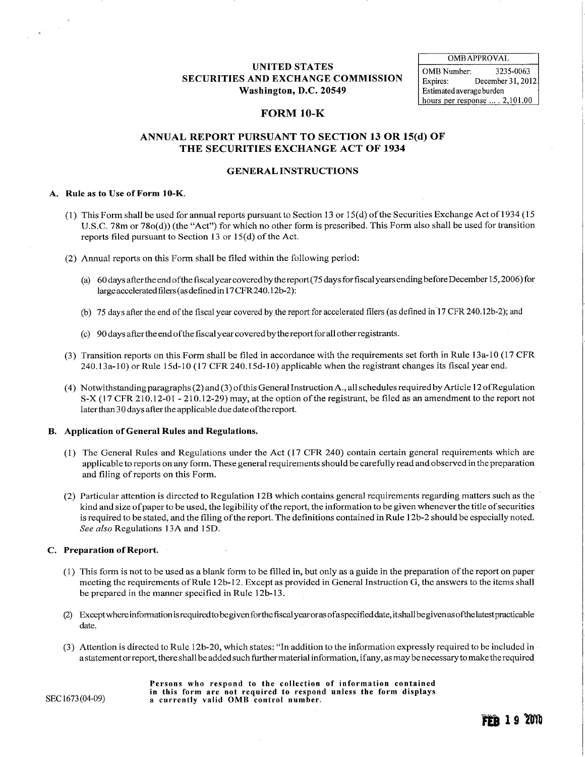# UNITED STATES
# SECURITIES AND EXCHANGE COMMISSION
## Washington, D.C. 20549

| OMB APPROVAL | |
|---|---|
| OMB Number: | 3235-0063 |
| Expires: | December 31, 2012 |
| Estimated average burden hours per response .... | 2,101.00 |

# FORM 10-K

## ANNUAL REPORT PURSUANT TO SECTION 13 OR 15(d) OF THE SECURITIES EXCHANGE ACT OF 1934

## GENERAL INSTRUCTIONS

### A. Rule as to Use of Form 10-K.

(1) This Form shall be used for annual reports pursuant to Section 13 or 15(d) of the Securities Exchange Act of 1934 (15 U.S.C. 78m or 78o(d)) (the "Act") for which no other form is prescribed. This Form also shall be used for transition reports filed pursuant to Section 13 or 15(d) of the Act.

(2) Annual reports on this Form shall be filed within the following period:

(a) 60 days after the end of the fiscal year covered by the report (75 days for fiscal years ending before December 15, 2006) for large accelerated filers (as defined in 17 CFR 240.12b-2):

(b) 75 days after the end of the fiscal year covered by the report for accelerated filers (as defined in 17 CFR 240.12b-2); and

(c) 90 days after the end of the fiscal year covered by the report for all other registrants.

(3) Transition reports on this Form shall be filed in accordance with the requirements set forth in Rule 13a-10 (17 CFR 240.13a-10) or Rule 15d-10 (17 CFR 240.15d-10) applicable when the registrant changes its fiscal year end.

(4) Notwithstanding paragraphs (2) and (3) of this General Instruction A., all schedules required by Article 12 of Regulation S-X (17 CFR 210.12-01 - 210.12-29) may, at the option of the registrant, be filed as an amendment to the report not later than 30 days after the applicable due date of the report.

### B. Application of General Rules and Regulations.

(1) The General Rules and Regulations under the Act (17 CFR 240) contain certain general requirements which are applicable to reports on any form. These general requirements should be carefully read and observed in the preparation and filing of reports on this Form.

(2) Particular attention is directed to Regulation 12B which contains general requirements regarding matters such as the kind and size of paper to be used, the legibility of the report, the information to be given whenever the title of securities is required to be stated, and the filing of the report. The definitions contained in Rule 12b-2 should be especially noted. *See also* Regulations 13A and 15D.

### C. Preparation of Report.

(1) This form is not to be used as a blank form to be filled in, but only as a guide in the preparation of the report on paper meeting the requirements of Rule 12b-12. Except as provided in General Instruction G, the answers to the items shall be prepared in the manner specified in Rule 12b-13.

(2) Except where information is required to be given for the fiscal year or as of a specified date, it shall be given as of the latest practicable date.

(3) Attention is directed to Rule 12b-20, which states: "In addition to the information expressly required to be included in a statement or report, there shall be added such further material information, if any, as may be necessary to make the required

SEC 1673 (04-09)

**Persons who respond to the collection of information contained in this form are not required to respond unless the form displays a currently valid OMB control number.**

FEB 19 2010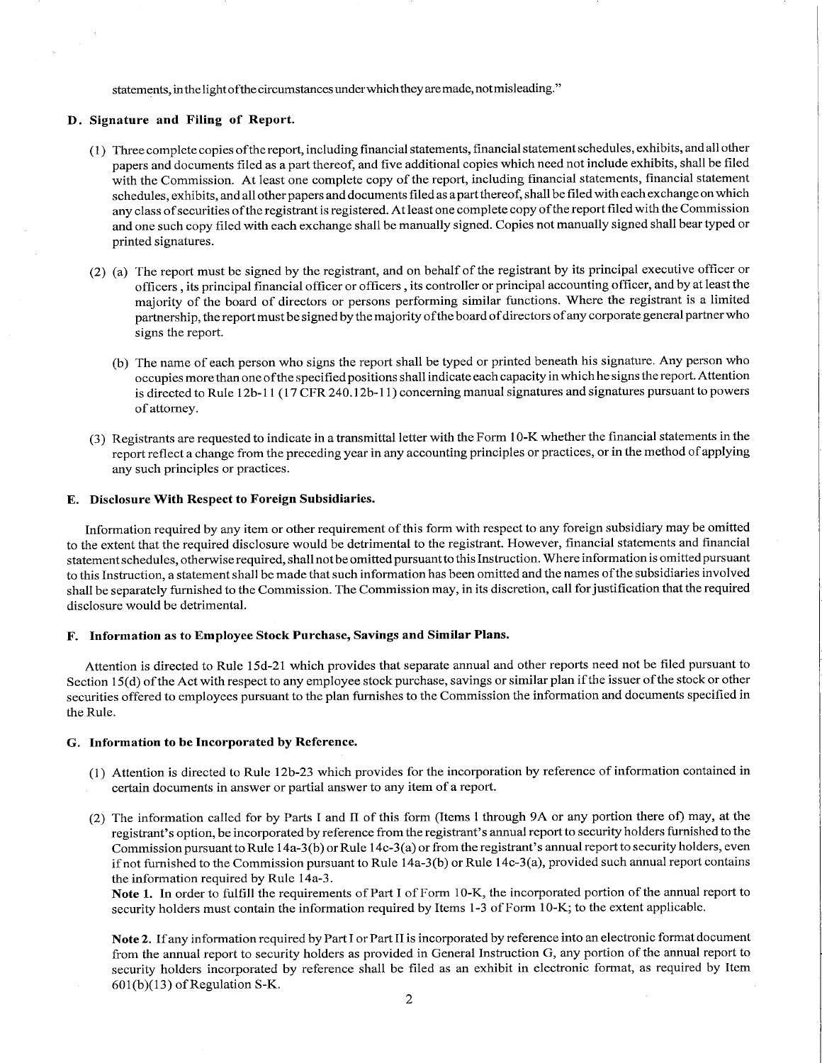statements, in the light of the circumstances under which they are made, not misleading."

### D. Signature and Filing of Report.

(1) Three complete copies of the report, including financial statements, financial statement schedules, exhibits, and all other papers and documents filed as a part thereof, and five additional copies which need not include exhibits, shall be filed with the Commission. At least one complete copy of the report, including financial statements, financial statement schedules, exhibits, and all other papers and documents filed as a part thereof, shall be filed with each exchange on which any class of securities of the registrant is registered. At least one complete copy of the report filed with the Commission and one such copy filed with each exchange shall be manually signed. Copies not manually signed shall bear typed or printed signatures.

(2) (a) The report must be signed by the registrant, and on behalf of the registrant by its principal executive officer or officers , its principal financial officer or officers , its controller or principal accounting officer, and by at least the majority of the board of directors or persons performing similar functions. Where the registrant is a limited partnership, the report must be signed by the majority of the board of directors of any corporate general partner who signs the report.

(b) The name of each person who signs the report shall be typed or printed beneath his signature. Any person who occupies more than one of the specified positions shall indicate each capacity in which he signs the report. Attention is directed to Rule 12b-11 (17 CFR 240.12b-11) concerning manual signatures and signatures pursuant to powers of attorney.

(3) Registrants are requested to indicate in a transmittal letter with the Form 10-K whether the financial statements in the report reflect a change from the preceding year in any accounting principles or practices, or in the method of applying any such principles or practices.

### E. Disclosure With Respect to Foreign Subsidiaries.

Information required by any item or other requirement of this form with respect to any foreign subsidiary may be omitted to the extent that the required disclosure would be detrimental to the registrant. However, financial statements and financial statement schedules, otherwise required, shall not be omitted pursuant to this Instruction. Where information is omitted pursuant to this Instruction, a statement shall be made that such information has been omitted and the names of the subsidiaries involved shall be separately furnished to the Commission. The Commission may, in its discretion, call for justification that the required disclosure would be detrimental.

### F. Information as to Employee Stock Purchase, Savings and Similar Plans.

Attention is directed to Rule 15d-21 which provides that separate annual and other reports need not be filed pursuant to Section 15(d) of the Act with respect to any employee stock purchase, savings or similar plan if the issuer of the stock or other securities offered to employees pursuant to the plan furnishes to the Commission the information and documents specified in the Rule.

### G. Information to be Incorporated by Reference.

(1) Attention is directed to Rule 12b-23 which provides for the incorporation by reference of information contained in certain documents in answer or partial answer to any item of a report.

(2) The information called for by Parts I and II of this form (Items 1 through 9A or any portion there of) may, at the registrant's option, be incorporated by reference from the registrant's annual report to security holders furnished to the Commission pursuant to Rule 14a-3(b) or Rule 14c-3(a) or from the registrant's annual report to security holders, even if not furnished to the Commission pursuant to Rule 14a-3(b) or Rule 14c-3(a), provided such annual report contains the information required by Rule 14a-3.

**Note 1.** In order to fulfill the requirements of Part I of Form 10-K, the incorporated portion of the annual report to security holders must contain the information required by Items 1-3 of Form 10-K; to the extent applicable.

**Note 2.** If any information required by Part I or Part II is incorporated by reference into an electronic format document from the annual report to security holders as provided in General Instruction G, any portion of the annual report to security holders incorporated by reference shall be filed as an exhibit in electronic format, as required by Item 601(b)(13) of Regulation S-K.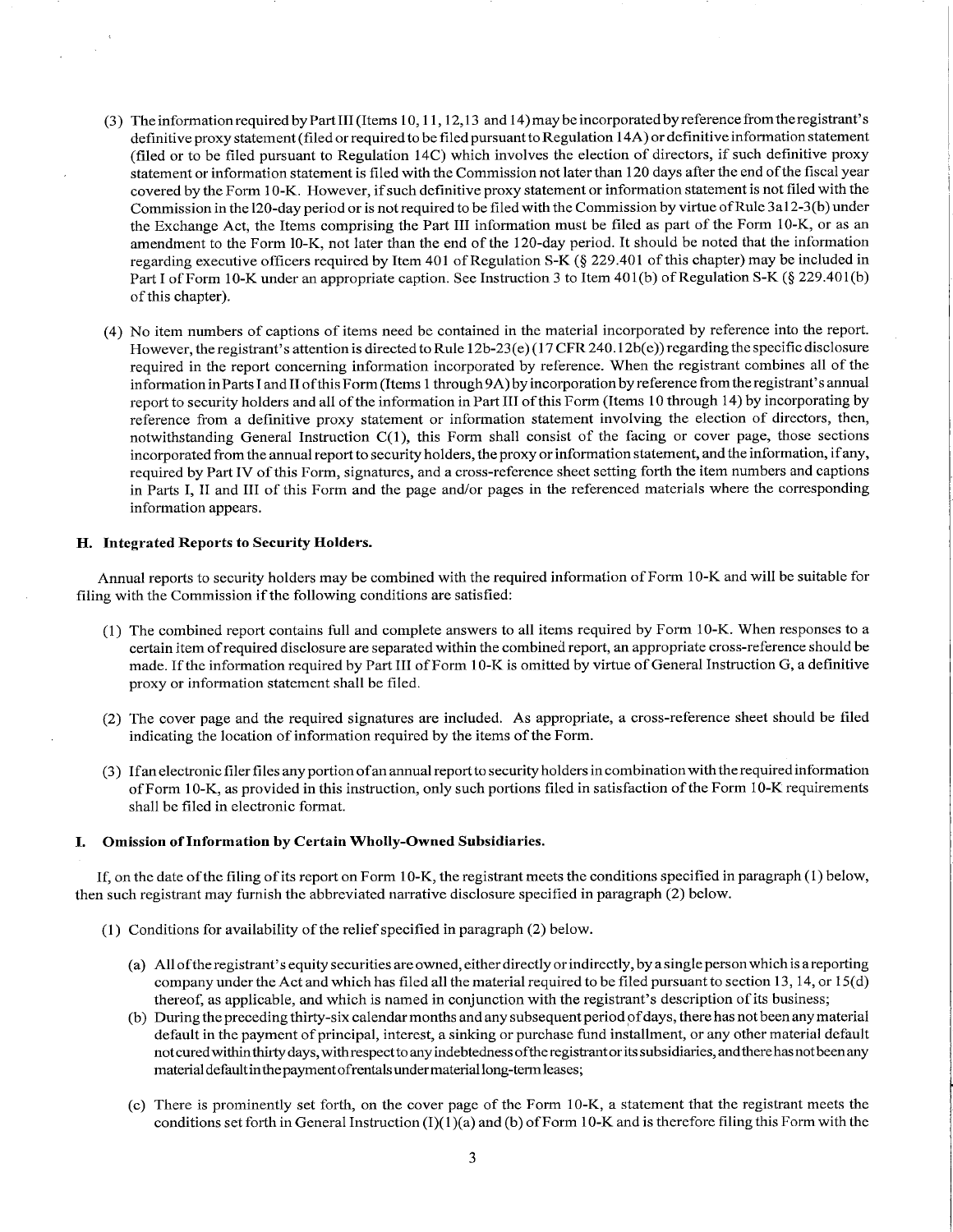(3) The information required by Part III (Items 10, 11, 12, 13 and 14) may be incorporated by reference from the registrant's definitive proxy statement (filed or required to be filed pursuant to Regulation 14A) or definitive information statement (filed or to be filed pursuant to Regulation 14C) which involves the election of directors, if such definitive proxy statement or information statement is filed with the Commission not later than 120 days after the end of the fiscal year covered by the Form 10-K. However, if such definitive proxy statement or information statement is not filed with the Commission in the 120-day period or is not required to be filed with the Commission by virtue of Rule 3a12-3(b) under the Exchange Act, the Items comprising the Part III information must be filed as part of the Form 10-K, or as an amendment to the Form 10-K, not later than the end of the 120-day period. It should be noted that the information regarding executive officers required by Item 401 of Regulation S-K (§ 229.401 of this chapter) may be included in Part I of Form 10-K under an appropriate caption. See Instruction 3 to Item 401(b) of Regulation S-K (§ 229.401(b) of this chapter).

(4) No item numbers of captions of items need be contained in the material incorporated by reference into the report. However, the registrant's attention is directed to Rule 12b-23(e) (17 CFR 240.12b(e)) regarding the specific disclosure required in the report concerning information incorporated by reference. When the registrant combines all of the information in Parts I and II of this Form (Items 1 through 9A) by incorporation by reference from the registrant's annual report to security holders and all of the information in Part III of this Form (Items 10 through 14) by incorporating by reference from a definitive proxy statement or information statement involving the election of directors, then, notwithstanding General Instruction C(1), this Form shall consist of the facing or cover page, those sections incorporated from the annual report to security holders, the proxy or information statement, and the information, if any, required by Part IV of this Form, signatures, and a cross-reference sheet setting forth the item numbers and captions in Parts I, II and III of this Form and the page and/or pages in the referenced materials where the corresponding information appears.

### H. Integrated Reports to Security Holders.

Annual reports to security holders may be combined with the required information of Form 10-K and will be suitable for filing with the Commission if the following conditions are satisfied:

(1) The combined report contains full and complete answers to all items required by Form 10-K. When responses to a certain item of required disclosure are separated within the combined report, an appropriate cross-reference should be made. If the information required by Part III of Form 10-K is omitted by virtue of General Instruction G, a definitive proxy or information statement shall be filed.

(2) The cover page and the required signatures are included. As appropriate, a cross-reference sheet should be filed indicating the location of information required by the items of the Form.

(3) If an electronic filer files any portion of an annual report to security holders in combination with the required information of Form 10-K, as provided in this instruction, only such portions filed in satisfaction of the Form 10-K requirements shall be filed in electronic format.

### I. Omission of Information by Certain Wholly-Owned Subsidiaries.

If, on the date of the filing of its report on Form 10-K, the registrant meets the conditions specified in paragraph (1) below, then such registrant may furnish the abbreviated narrative disclosure specified in paragraph (2) below.

(1) Conditions for availability of the relief specified in paragraph (2) below.

(a) All of the registrant's equity securities are owned, either directly or indirectly, by a single person which is a reporting company under the Act and which has filed all the material required to be filed pursuant to section 13, 14, or 15(d) thereof, as applicable, and which is named in conjunction with the registrant's description of its business;

(b) During the preceding thirty-six calendar months and any subsequent period of days, there has not been any material default in the payment of principal, interest, a sinking or purchase fund installment, or any other material default not cured within thirty days, with respect to any indebtedness of the registrant or its subsidiaries, and there has not been any material default in the payment of rentals under material long-term leases;

(c) There is prominently set forth, on the cover page of the Form 10-K, a statement that the registrant meets the conditions set forth in General Instruction (I)(1)(a) and (b) of Form 10-K and is therefore filing this Form with the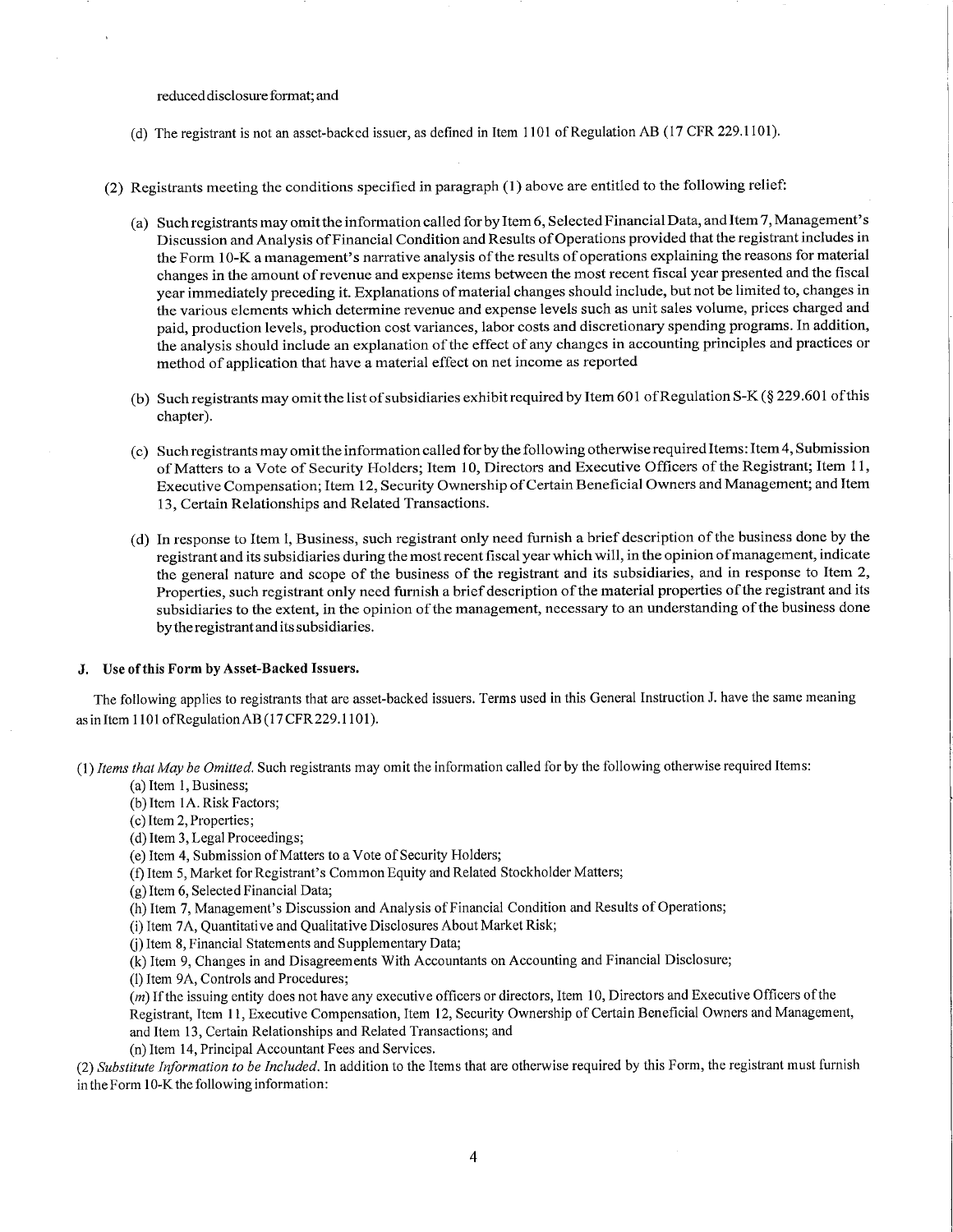reduced disclosure format; and

(d) The registrant is not an asset-backed issuer, as defined in Item 1101 of Regulation AB (17 CFR 229.1101).

(2) Registrants meeting the conditions specified in paragraph (1) above are entitled to the following relief:

(a) Such registrants may omit the information called for by Item 6, Selected Financial Data, and Item 7, Management's Discussion and Analysis of Financial Condition and Results of Operations provided that the registrant includes in the Form 10-K a management's narrative analysis of the results of operations explaining the reasons for material changes in the amount of revenue and expense items between the most recent fiscal year presented and the fiscal year immediately preceding it. Explanations of material changes should include, but not be limited to, changes in the various elements which determine revenue and expense levels such as unit sales volume, prices charged and paid, production levels, production cost variances, labor costs and discretionary spending programs. In addition, the analysis should include an explanation of the effect of any changes in accounting principles and practices or method of application that have a material effect on net income as reported

(b) Such registrants may omit the list of subsidiaries exhibit required by Item 601 of Regulation S-K (§ 229.601 of this chapter).

(c) Such registrants may omit the information called for by the following otherwise required Items: Item 4, Submission of Matters to a Vote of Security Holders; Item 10, Directors and Executive Officers of the Registrant; Item 11, Executive Compensation; Item 12, Security Ownership of Certain Beneficial Owners and Management; and Item 13, Certain Relationships and Related Transactions.

(d) In response to Item l, Business, such registrant only need furnish a brief description of the business done by the registrant and its subsidiaries during the most recent fiscal year which will, in the opinion of management, indicate the general nature and scope of the business of the registrant and its subsidiaries, and in response to Item 2, Properties, such registrant only need furnish a brief description of the material properties of the registrant and its subsidiaries to the extent, in the opinion of the management, necessary to an understanding of the business done by the registrant and its subsidiaries.

### J. Use of this Form by Asset-Backed Issuers.

The following applies to registrants that are asset-backed issuers. Terms used in this General Instruction J. have the same meaning as in Item 1101 of Regulation AB (17 CFR 229.1101).

(1) *Items that May be Omitted.* Such registrants may omit the information called for by the following otherwise required Items:

(a) Item 1, Business;
(b) Item 1A. Risk Factors;
(c) Item 2, Properties;
(d) Item 3, Legal Proceedings;
(e) Item 4, Submission of Matters to a Vote of Security Holders;
(f) Item 5, Market for Registrant's Common Equity and Related Stockholder Matters;
(g) Item 6, Selected Financial Data;
(h) Item 7, Management's Discussion and Analysis of Financial Condition and Results of Operations;
(i) Item 7A, Quantitative and Qualitative Disclosures About Market Risk;
(j) Item 8, Financial Statements and Supplementary Data;
(k) Item 9, Changes in and Disagreements With Accountants on Accounting and Financial Disclosure;
(l) Item 9A, Controls and Procedures;
(*m*) If the issuing entity does not have any executive officers or directors, Item 10, Directors and Executive Officers of the Registrant, Item 11, Executive Compensation, Item 12, Security Ownership of Certain Beneficial Owners and Management, and Item 13, Certain Relationships and Related Transactions; and
(n) Item 14, Principal Accountant Fees and Services.

(2) *Substitute Information to be Included.* In addition to the Items that are otherwise required by this Form, the registrant must furnish in the Form 10-K the following information: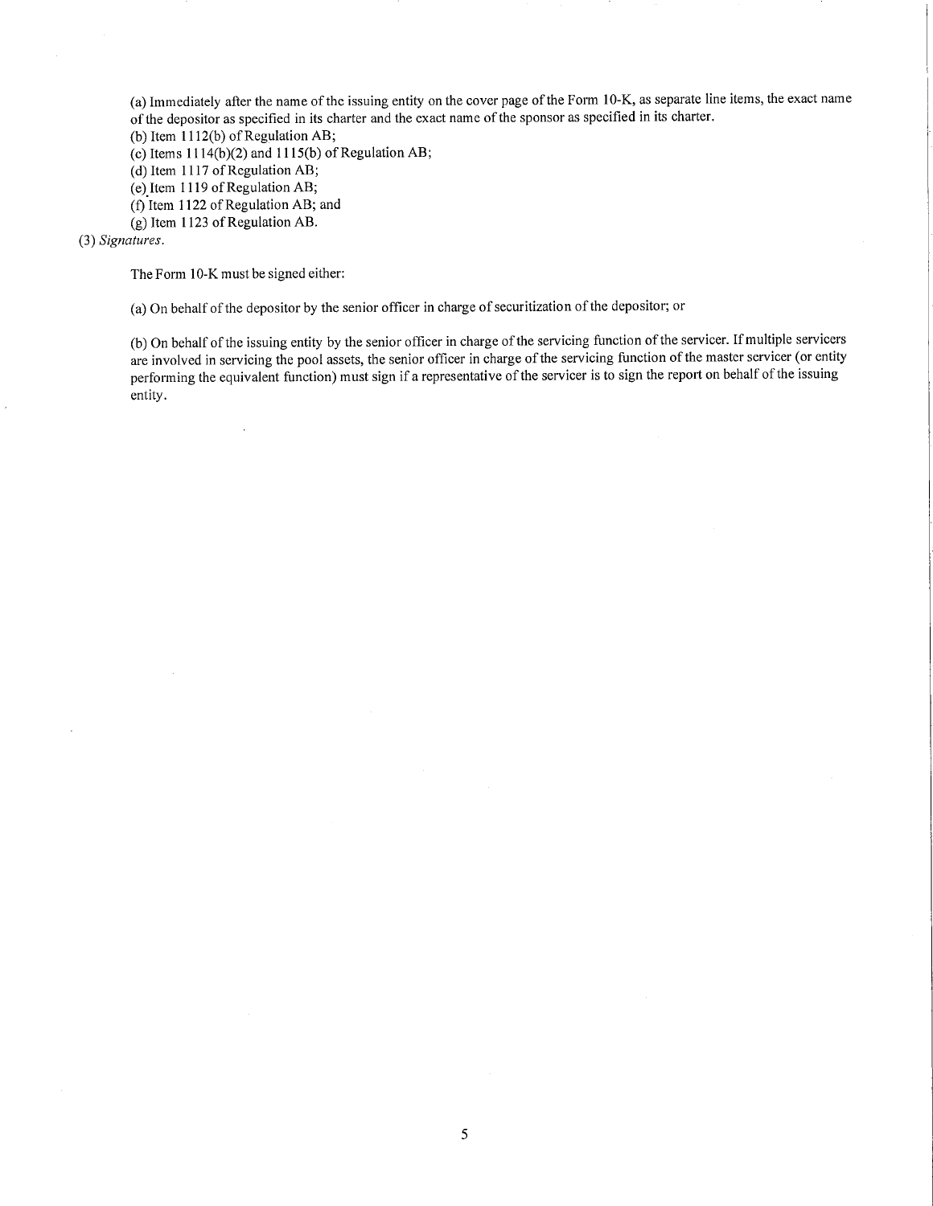(a) Immediately after the name of the issuing entity on the cover page of the Form 10-K, as separate line items, the exact name of the depositor as specified in its charter and the exact name of the sponsor as specified in its charter.

(b) Item 1112(b) of Regulation AB;

(c) Items 1114(b)(2) and 1115(b) of Regulation AB;

(d) Item 1117 of Regulation AB;

(e) Item 1119 of Regulation AB;

(f) Item 1122 of Regulation AB; and

(g) Item 1123 of Regulation AB.

(3) *Signatures.*

The Form 10-K must be signed either:

(a) On behalf of the depositor by the senior officer in charge of securitization of the depositor; or

(b) On behalf of the issuing entity by the senior officer in charge of the servicing function of the servicer. If multiple servicers are involved in servicing the pool assets, the senior officer in charge of the servicing function of the master servicer (or entity performing the equivalent function) must sign if a representative of the servicer is to sign the report on behalf of the issuing entity.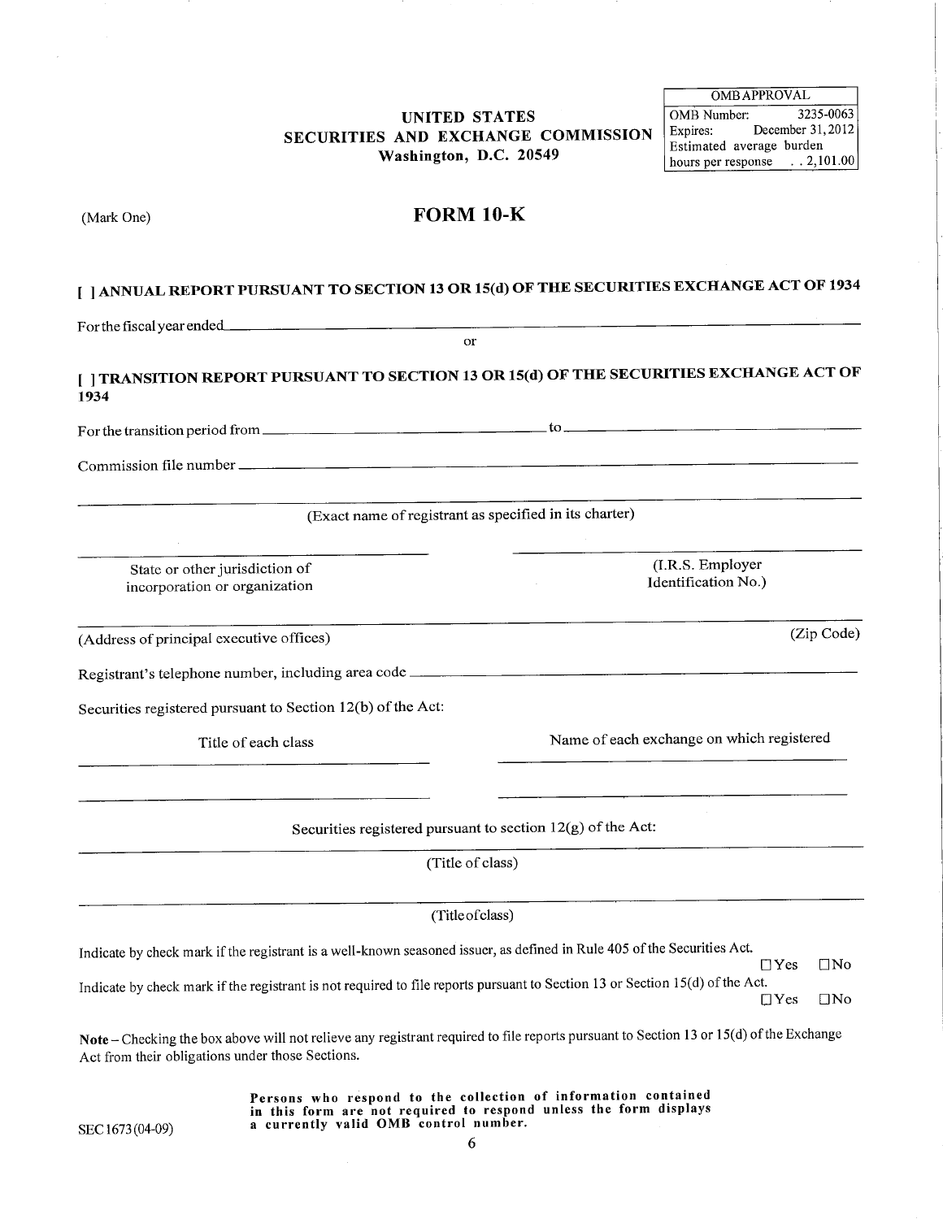| OMB APPROVAL | |
|---|---|
| OMB Number: | 3235-0063 |
| Expires: | December 31, 2012 |
| Estimated average burden hours per response | . . 2,101.00 |

**UNITED STATES**
**SECURITIES AND EXCHANGE COMMISSION**
**Washington, D.C. 20549**

(Mark One)

# FORM 10-K

**[ ] ANNUAL REPORT PURSUANT TO SECTION 13 OR 15(d) OF THE SECURITIES EXCHANGE ACT OF 1934**

For the fiscal year ended\_\_\_\_\_\_\_\_\_\_\_\_\_\_\_\_\_\_\_\_\_\_\_\_\_\_\_\_\_\_\_\_

or

**[ ] TRANSITION REPORT PURSUANT TO SECTION 13 OR 15(d) OF THE SECURITIES EXCHANGE ACT OF 1934**

For the transition period from \_\_\_\_\_\_\_\_\_\_\_\_\_\_\_\_\_\_\_\_ to \_\_\_\_\_\_\_\_\_\_\_\_\_\_\_\_\_\_\_\_

Commission file number \_\_\_\_\_\_\_\_\_\_\_\_\_\_\_\_\_\_\_\_\_\_\_\_\_\_\_\_\_\_\_\_

\_\_\_\_\_\_\_\_\_\_\_\_\_\_\_\_\_\_\_\_\_\_\_\_\_\_\_\_\_\_\_\_

(Exact name of registrant as specified in its charter)

| \_\_\_\_\_\_\_\_\_\_\_\_\_\_\_\_\_\_\_\_ | \_\_\_\_\_\_\_\_\_\_\_\_\_\_\_\_\_\_\_\_ |
|---|---|
| State or other jurisdiction of incorporation or organization | (I.R.S. Employer Identification No.) |

| \_\_\_\_\_\_\_\_\_\_\_\_\_\_\_\_\_\_\_\_ | \_\_\_\_\_\_\_\_\_\_ |
|---|---|
| (Address of principal executive offices) | (Zip Code) |

Registrant's telephone number, including area code \_\_\_\_\_\_\_\_\_\_\_\_\_\_\_\_\_\_\_\_

Securities registered pursuant to Section 12(b) of the Act:

| Title of each class | Name of each exchange on which registered |
|---|---|
| \_\_\_\_\_\_\_\_\_\_\_\_\_\_\_\_\_\_\_\_ | \_\_\_\_\_\_\_\_\_\_\_\_\_\_\_\_\_\_\_\_ |
| \_\_\_\_\_\_\_\_\_\_\_\_\_\_\_\_\_\_\_\_ | \_\_\_\_\_\_\_\_\_\_\_\_\_\_\_\_\_\_\_\_ |

Securities registered pursuant to section 12(g) of the Act:

\_\_\_\_\_\_\_\_\_\_\_\_\_\_\_\_\_\_\_\_\_\_\_\_\_\_\_\_\_\_\_\_

(Title of class)

\_\_\_\_\_\_\_\_\_\_\_\_\_\_\_\_\_\_\_\_\_\_\_\_\_\_\_\_\_\_\_\_

(Title of class)

Indicate by check mark if the registrant is a well-known seasoned issuer, as defined in Rule 405 of the Securities Act. ☐Yes ☐No

Indicate by check mark if the registrant is not required to file reports pursuant to Section 13 or Section 15(d) of the Act. ☐Yes ☐No

**Note** – Checking the box above will not relieve any registrant required to file reports pursuant to Section 13 or 15(d) of the Exchange Act from their obligations under those Sections.

**Persons who respond to the collection of information contained in this form are not required to respond unless the form displays a currently valid OMB control number.**

SEC 1673 (04-09)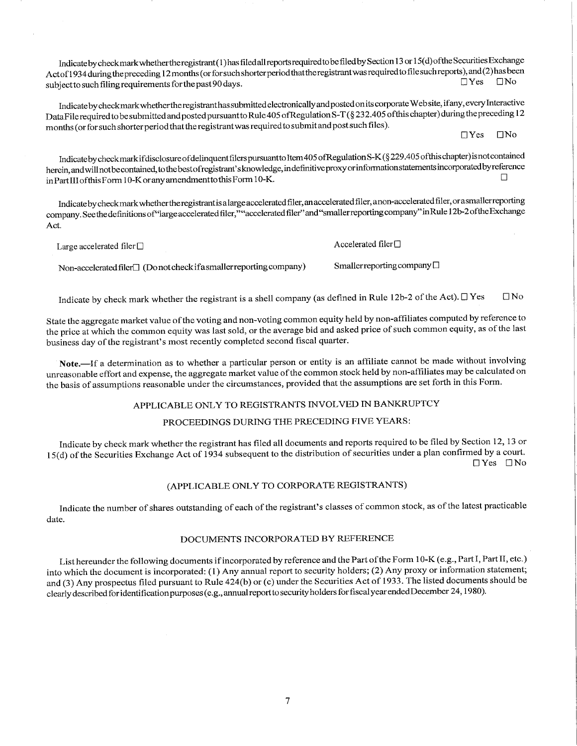Indicate by check mark whether the registrant (1) has filed all reports required to be filed by Section 13 or 15(d) of the Securities Exchange Act of 1934 during the preceding 12 months (or for such shorter period that the registrant was required to file such reports), and (2) has been subject to such filing requirements for the past 90 days. ☐ Yes ☐ No

Indicate by check mark whether the registrant has submitted electronically and posted on its corporate Web site, if any, every Interactive Data File required to be submitted and posted pursuant to Rule 405 of Regulation S-T (§ 232.405 of this chapter) during the preceding 12 months (or for such shorter period that the registrant was required to submit and post such files).

☐ Yes ☐ No

Indicate by check mark if disclosure of delinquent filers pursuant to Item 405 of Regulation S-K (§ 229.405 of this chapter) is not contained herein, and will not be contained, to the best of registrant's knowledge, in definitive proxy or information statements incorporated by reference in Part III of this Form 10-K or any amendment to this Form 10-K. ☐

Indicate by check mark whether the registrant is a large accelerated filer, an accelerated filer, a non-accelerated filer, or a smaller reporting company. See the definitions of "large accelerated filer," "accelerated filer" and "smaller reporting company" in Rule 12b-2 of the Exchange Act.

| | |
|---|---|
| Large accelerated filer ☐ | Accelerated filer ☐ |
| Non-accelerated filer ☐ (Do not check if a smaller reporting company) | Smaller reporting company ☐ |

Indicate by check mark whether the registrant is a shell company (as defined in Rule 12b-2 of the Act). ☐ Yes ☐ No

State the aggregate market value of the voting and non-voting common equity held by non-affiliates computed by reference to the price at which the common equity was last sold, or the average bid and asked price of such common equity, as of the last business day of the registrant's most recently completed second fiscal quarter.

**Note.**—If a determination as to whether a particular person or entity is an affiliate cannot be made without involving unreasonable effort and expense, the aggregate market value of the common stock held by non-affiliates may be calculated on the basis of assumptions reasonable under the circumstances, provided that the assumptions are set forth in this Form.

APPLICABLE ONLY TO REGISTRANTS INVOLVED IN BANKRUPTCY

PROCEEDINGS DURING THE PRECEDING FIVE YEARS:

Indicate by check mark whether the registrant has filed all documents and reports required to be filed by Section 12, 13 or 15(d) of the Securities Exchange Act of 1934 subsequent to the distribution of securities under a plan confirmed by a court. ☐ Yes ☐ No

(APPLICABLE ONLY TO CORPORATE REGISTRANTS)

Indicate the number of shares outstanding of each of the registrant's classes of common stock, as of the latest practicable date.

DOCUMENTS INCORPORATED BY REFERENCE

List hereunder the following documents if incorporated by reference and the Part of the Form 10-K (e.g., Part I, Part II, etc.) into which the document is incorporated: (1) Any annual report to security holders; (2) Any proxy or information statement; and (3) Any prospectus filed pursuant to Rule 424(b) or (c) under the Securities Act of 1933. The listed documents should be clearly described for identification purposes (e.g., annual report to security holders for fiscal year ended December 24, 1980).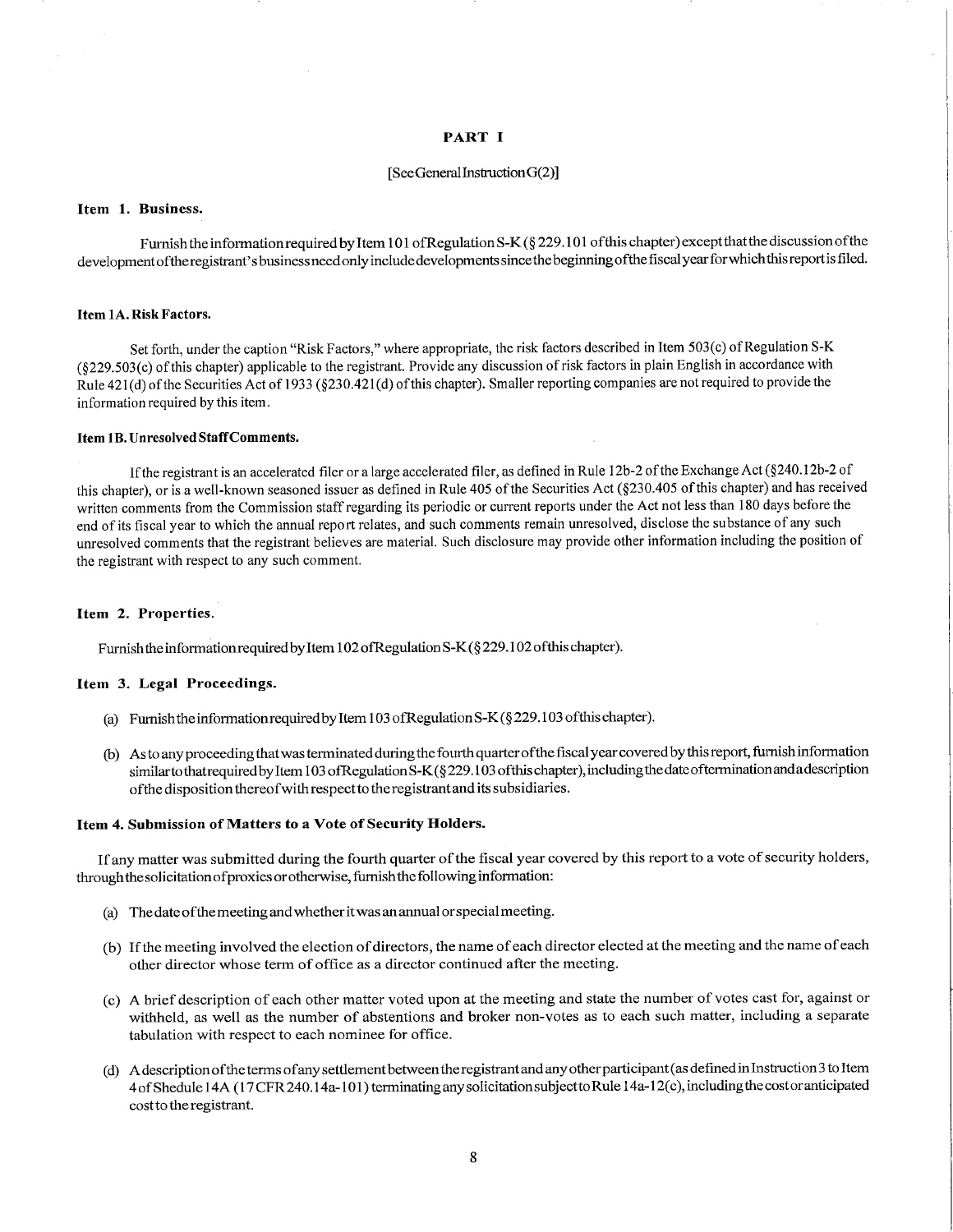# PART I

[See General Instruction G(2)]

**Item 1. Business.**

Furnish the information required by Item 101 of Regulation S-K (§ 229.101 of this chapter) except that the discussion of the development of the registrant's business need only include developments since the beginning of the fiscal year for which this report is filed.

**Item 1A. Risk Factors.**

Set forth, under the caption "Risk Factors," where appropriate, the risk factors described in Item 503(c) of Regulation S-K (§229.503(c) of this chapter) applicable to the registrant. Provide any discussion of risk factors in plain English in accordance with Rule 421(d) of the Securities Act of 1933 (§230.421(d) of this chapter). Smaller reporting companies are not required to provide the information required by this item.

**Item 1B. Unresolved Staff Comments.**

If the registrant is an accelerated filer or a large accelerated filer, as defined in Rule 12b-2 of the Exchange Act (§240.12b-2 of this chapter), or is a well-known seasoned issuer as defined in Rule 405 of the Securities Act (§230.405 of this chapter) and has received written comments from the Commission staff regarding its periodic or current reports under the Act not less than 180 days before the end of its fiscal year to which the annual report relates, and such comments remain unresolved, disclose the substance of any such unresolved comments that the registrant believes are material. Such disclosure may provide other information including the position of the registrant with respect to any such comment.

**Item 2. Properties.**

Furnish the information required by Item 102 of Regulation S-K (§ 229.102 of this chapter).

**Item 3. Legal Proceedings.**

(a) Furnish the information required by Item 103 of Regulation S-K (§ 229.103 of this chapter).

(b) As to any proceeding that was terminated during the fourth quarter of the fiscal year covered by this report, furnish information similar to that required by Item 103 of Regulation S-K (§ 229.103 of this chapter), including the date of termination and a description of the disposition thereof with respect to the registrant and its subsidiaries.

**Item 4. Submission of Matters to a Vote of Security Holders.**

If any matter was submitted during the fourth quarter of the fiscal year covered by this report to a vote of security holders, through the solicitation of proxies or otherwise, furnish the following information:

(a) The date of the meeting and whether it was an annual or special meeting.

(b) If the meeting involved the election of directors, the name of each director elected at the meeting and the name of each other director whose term of office as a director continued after the meeting.

(c) A brief description of each other matter voted upon at the meeting and state the number of votes cast for, against or withheld, as well as the number of abstentions and broker non-votes as to each such matter, including a separate tabulation with respect to each nominee for office.

(d) A description of the terms of any settlement between the registrant and any other participant (as defined in Instruction 3 to Item 4 of Shedule 14A (17 CFR 240.14a-101) terminating any solicitation subject to Rule 14a-12(c), including the cost or anticipated cost to the registrant.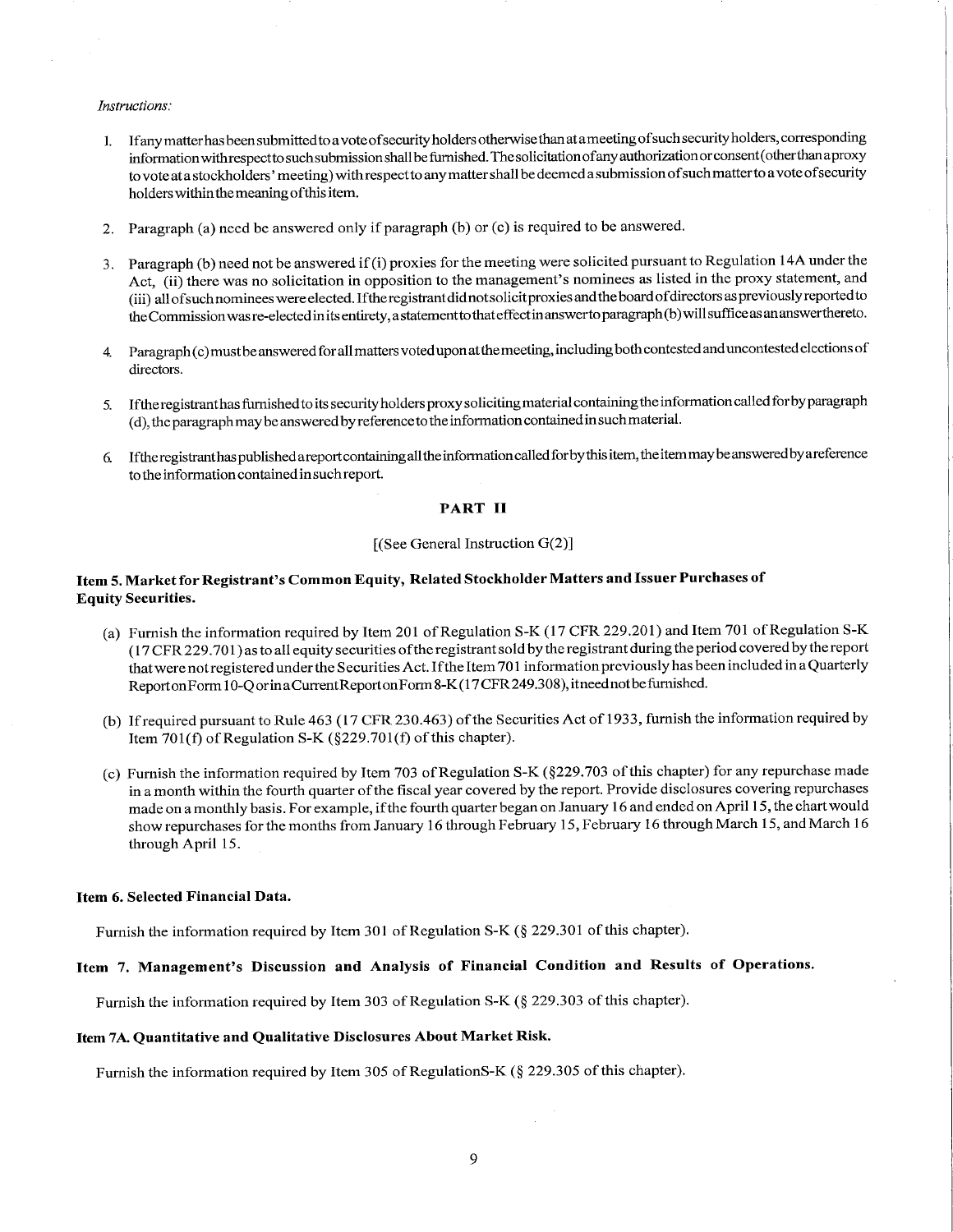*Instructions:*

1. If any matter has been submitted to a vote of security holders otherwise than at a meeting of such security holders, corresponding information with respect to such submission shall be furnished. The solicitation of any authorization or consent (other than a proxy to vote at a stockholders' meeting) with respect to any matter shall be deemed a submission of such matter to a vote of security holders within the meaning of this item.

2. Paragraph (a) need be answered only if paragraph (b) or (c) is required to be answered.

3. Paragraph (b) need not be answered if (i) proxies for the meeting were solicited pursuant to Regulation 14A under the Act, (ii) there was no solicitation in opposition to the management's nominees as listed in the proxy statement, and (iii) all of such nominees were elected. If the registrant did not solicit proxies and the board of directors as previously reported to the Commission was re-elected in its entirety, a statement to that effect in answer to paragraph (b) will suffice as an answer thereto.

4. Paragraph (c) must be answered for all matters voted upon at the meeting, including both contested and uncontested elections of directors.

5. If the registrant has furnished to its security holders proxy soliciting material containing the information called for by paragraph (d), the paragraph may be answered by reference to the information contained in such material.

6. If the registrant has published a report containing all the information called for by this item, the item may be answered by a reference to the information contained in such report.

## PART II

[(See General Instruction G(2)]

### Item 5. Market for Registrant's Common Equity, Related Stockholder Matters and Issuer Purchases of Equity Securities.

(a) Furnish the information required by Item 201 of Regulation S-K (17 CFR 229.201) and Item 701 of Regulation S-K (17 CFR 229.701) as to all equity securities of the registrant sold by the registrant during the period covered by the report that were not registered under the Securities Act. If the Item 701 information previously has been included in a Quarterly Report on Form 10-Q or in a Current Report on Form 8-K (17 CFR 249.308), it need not be furnished.

(b) If required pursuant to Rule 463 (17 CFR 230.463) of the Securities Act of 1933, furnish the information required by Item 701(f) of Regulation S-K (§229.701(f) of this chapter).

(c) Furnish the information required by Item 703 of Regulation S-K (§229.703 of this chapter) for any repurchase made in a month within the fourth quarter of the fiscal year covered by the report. Provide disclosures covering repurchases made on a monthly basis. For example, if the fourth quarter began on January 16 and ended on April 15, the chart would show repurchases for the months from January 16 through February 15, February 16 through March 15, and March 16 through April 15.

### Item 6. Selected Financial Data.

Furnish the information required by Item 301 of Regulation S-K (§ 229.301 of this chapter).

### Item 7. Management's Discussion and Analysis of Financial Condition and Results of Operations.

Furnish the information required by Item 303 of Regulation S-K (§ 229.303 of this chapter).

### Item 7A. Quantitative and Qualitative Disclosures About Market Risk.

Furnish the information required by Item 305 of RegulationS-K (§ 229.305 of this chapter).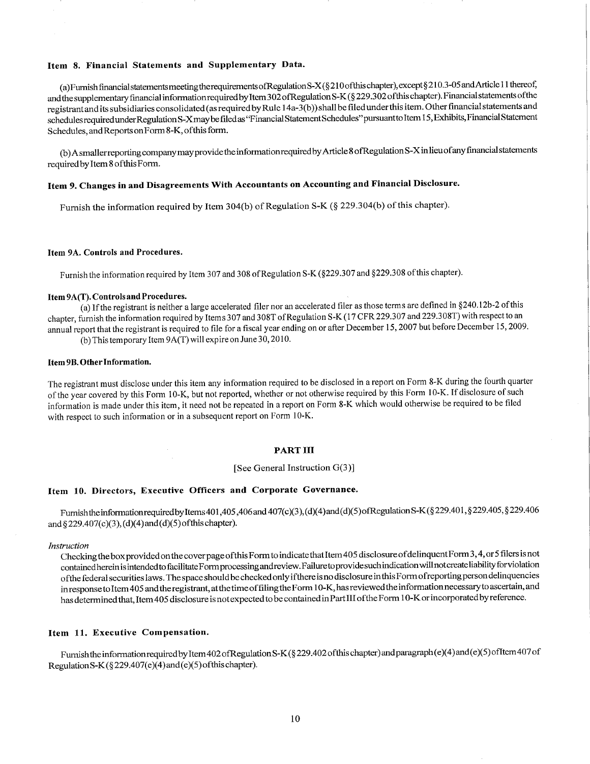### Item 8. Financial Statements and Supplementary Data.

(a) Furnish financial statements meeting the requirements of Regulation S-X (§ 210 of this chapter), except § 210.3-05 and Article 11 thereof, and the supplementary financial information required by Item 302 of Regulation S-K (§ 229.302 of this chapter). Financial statements of the registrant and its subsidiaries consolidated (as required by Rule 14a-3(b)) shall be filed under this item. Other financial statements and schedules required under Regulation S-X may be filed as "Financial Statement Schedules" pursuant to Item 15, Exhibits, Financial Statement Schedules, and Reports on Form 8-K, of this form.

(b) A smaller reporting company may provide the information required by Article 8 of Regulation S-X in lieu of any financial statements required by Item 8 of this Form.

### Item 9. Changes in and Disagreements With Accountants on Accounting and Financial Disclosure.

Furnish the information required by Item 304(b) of Regulation S-K (§ 229.304(b) of this chapter).

### Item 9A. Controls and Procedures.

Furnish the information required by Item 307 and 308 of Regulation S-K (§229.307 and §229.308 of this chapter).

### Item 9A(T). Controls and Procedures.

(a) If the registrant is neither a large accelerated filer nor an accelerated filer as those terms are defined in §240.12b-2 of this chapter, furnish the information required by Items 307 and 308T of Regulation S-K (17 CFR 229.307 and 229.308T) with respect to an annual report that the registrant is required to file for a fiscal year ending on or after December 15, 2007 but before December 15, 2009.

(b) This temporary Item 9A(T) will expire on June 30, 2010.

### Item 9B. Other Information.

The registrant must disclose under this item any information required to be disclosed in a report on Form 8-K during the fourth quarter of the year covered by this Form 10-K, but not reported, whether or not otherwise required by this Form 10-K. If disclosure of such information is made under this item, it need not be repeated in a report on Form 8-K which would otherwise be required to be filed with respect to such information or in a subsequent report on Form 10-K.

## PART III

[See General Instruction G(3)]

### Item 10. Directors, Executive Officers and Corporate Governance.

Furnish the information required by Items 401, 405, 406 and 407(c)(3), (d)(4) and (d)(5) of Regulation S-K (§ 229.401, § 229.405, § 229.406 and § 229.407(c)(3), (d)(4) and (d)(5) of this chapter).

*Instruction*

Checking the box provided on the cover page of this Form to indicate that Item 405 disclosure of delinquent Form 3, 4, or 5 filers is not contained herein is intended to facilitate Form processing and review. Failure to provide such indication will not create liability for violation of the federal securities laws. The space should be checked only if there is no disclosure in this Form of reporting person delinquencies in response to Item 405 and the registrant, at the time of filing the Form 10-K, has reviewed the information necessary to ascertain, and has determined that, Item 405 disclosure is not expected to be contained in Part III of the Form 10-K or incorporated by reference.

### Item 11. Executive Compensation.

Furnish the information required by Item 402 of Regulation S-K (§ 229.402 of this chapter) and paragraph (e)(4) and (e)(5) of Item 407 of Regulation S-K (§ 229.407(e)(4) and (e)(5) of this chapter).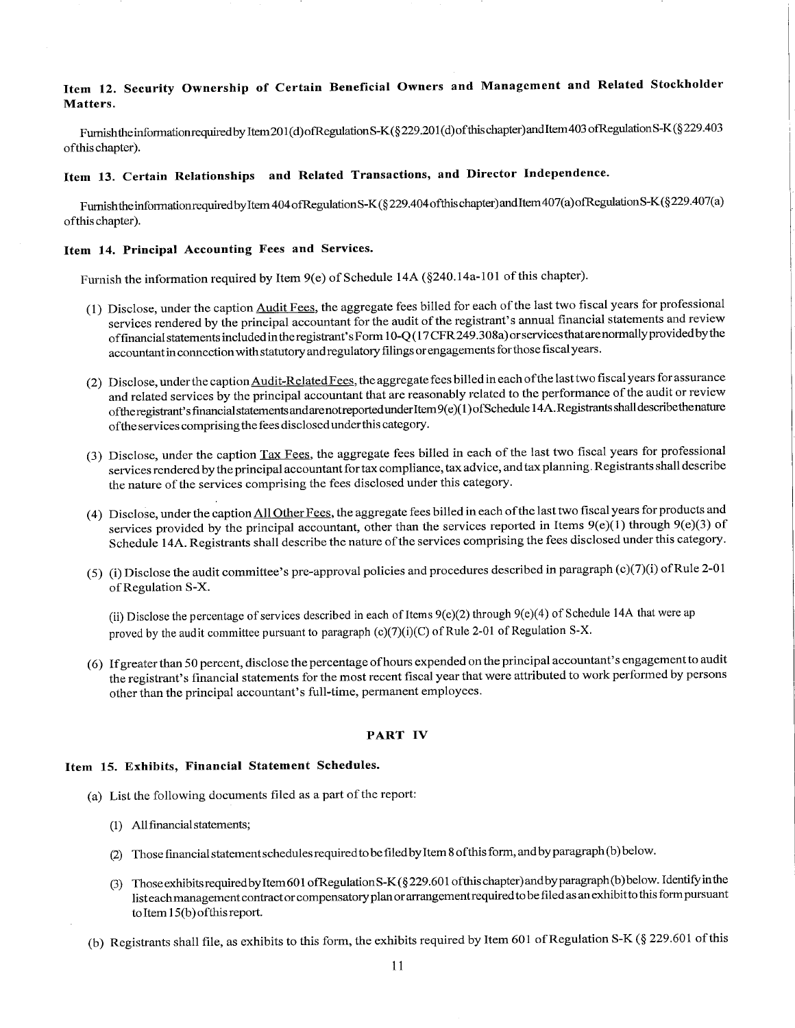### Item 12. Security Ownership of Certain Beneficial Owners and Management and Related Stockholder Matters.

Furnish the information required by Item 201(d) of Regulation S-K (§ 229.201(d) of this chapter) and Item 403 of Regulation S-K (§ 229.403 of this chapter).

### Item 13. Certain Relationships and Related Transactions, and Director Independence.

Furnish the information required by Item 404 of Regulation S-K (§ 229.404 of this chapter) and Item 407(a) of Regulation S-K (§ 229.407(a) of this chapter).

### Item 14. Principal Accounting Fees and Services.

Furnish the information required by Item 9(e) of Schedule 14A (§240.14a-101 of this chapter).

(1) Disclose, under the caption Audit Fees, the aggregate fees billed for each of the last two fiscal years for professional services rendered by the principal accountant for the audit of the registrant's annual financial statements and review of financial statements included in the registrant's Form 10-Q (17 CFR 249.308a) or services that are normally provided by the accountant in connection with statutory and regulatory filings or engagements for those fiscal years.

(2) Disclose, under the caption Audit-Related Fees, the aggregate fees billed in each of the last two fiscal years for assurance and related services by the principal accountant that are reasonably related to the performance of the audit or review of the registrant's financial statements and are not reported under Item 9(e)(1) of Schedule 14A. Registrants shall describe the nature of the services comprising the fees disclosed under this category.

(3) Disclose, under the caption Tax Fees, the aggregate fees billed in each of the last two fiscal years for professional services rendered by the principal accountant for tax compliance, tax advice, and tax planning. Registrants shall describe the nature of the services comprising the fees disclosed under this category.

(4) Disclose, under the caption All Other Fees, the aggregate fees billed in each of the last two fiscal years for products and services provided by the principal accountant, other than the services reported in Items 9(e)(1) through 9(e)(3) of Schedule 14A. Registrants shall describe the nature of the services comprising the fees disclosed under this category.

(5) (i) Disclose the audit committee's pre-approval policies and procedures described in paragraph (c)(7)(i) of Rule 2-01 of Regulation S-X.

(ii) Disclose the percentage of services described in each of Items 9(e)(2) through 9(e)(4) of Schedule 14A that were ap proved by the audit committee pursuant to paragraph (c)(7)(i)(C) of Rule 2-01 of Regulation S-X.

(6) If greater than 50 percent, disclose the percentage of hours expended on the principal accountant's engagement to audit the registrant's financial statements for the most recent fiscal year that were attributed to work performed by persons other than the principal accountant's full-time, permanent employees.

## PART IV

### Item 15. Exhibits, Financial Statement Schedules.

(a) List the following documents filed as a part of the report:

(1) All financial statements;

(2) Those financial statement schedules required to be filed by Item 8 of this form, and by paragraph (b) below.

(3) Those exhibits required by Item 601 of Regulation S-K (§ 229.601 of this chapter) and by paragraph (b) below. Identify in the list each management contract or compensatory plan or arrangement required to be filed as an exhibit to this form pursuant to Item 15(b) of this report.

(b) Registrants shall file, as exhibits to this form, the exhibits required by Item 601 of Regulation S-K (§ 229.601 of this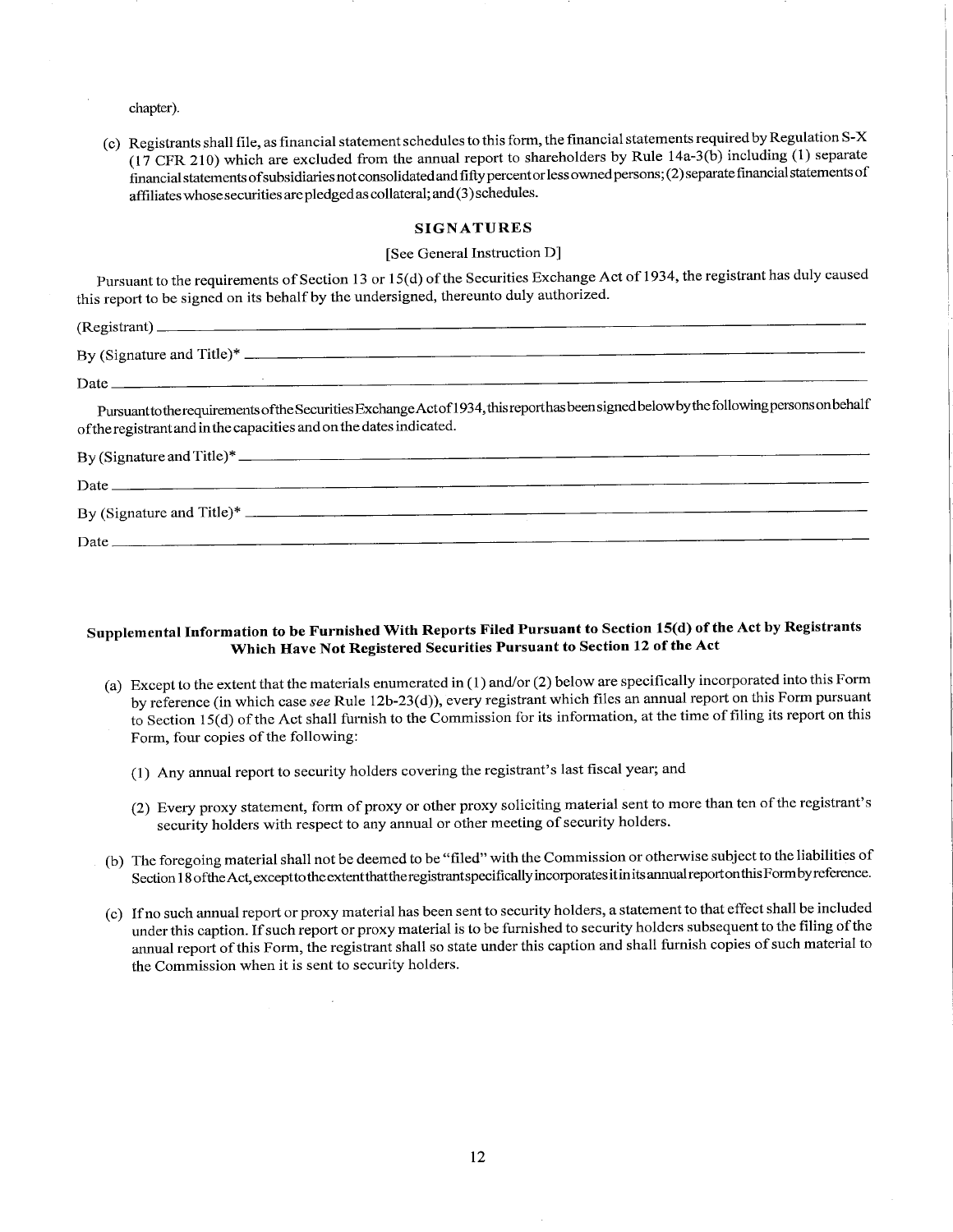chapter).

(c) Registrants shall file, as financial statement schedules to this form, the financial statements required by Regulation S-X (17 CFR 210) which are excluded from the annual report to shareholders by Rule 14a-3(b) including (1) separate financial statements of subsidiaries not consolidated and fifty percent or less owned persons; (2) separate financial statements of affiliates whose securities are pledged as collateral; and (3) schedules.

## SIGNATURES

[See General Instruction D]

Pursuant to the requirements of Section 13 or 15(d) of the Securities Exchange Act of 1934, the registrant has duly caused this report to be signed on its behalf by the undersigned, thereunto duly authorized.

(Registrant) ______________________________

By (Signature and Title)* ______________________________

Date ______________________________

Pursuant to the requirements of the Securities Exchange Act of 1934, this report has been signed below by the following persons on behalf of the registrant and in the capacities and on the dates indicated.

By (Signature and Title)* ______________________________

Date ______________________________

By (Signature and Title)* ______________________________

Date ______________________________

## Supplemental Information to be Furnished With Reports Filed Pursuant to Section 15(d) of the Act by Registrants Which Have Not Registered Securities Pursuant to Section 12 of the Act

(a) Except to the extent that the materials enumerated in (1) and/or (2) below are specifically incorporated into this Form by reference (in which case *see* Rule 12b-23(d)), every registrant which files an annual report on this Form pursuant to Section 15(d) of the Act shall furnish to the Commission for its information, at the time of filing its report on this Form, four copies of the following:

(1) Any annual report to security holders covering the registrant's last fiscal year; and

(2) Every proxy statement, form of proxy or other proxy soliciting material sent to more than ten of the registrant's security holders with respect to any annual or other meeting of security holders.

(b) The foregoing material shall not be deemed to be "filed" with the Commission or otherwise subject to the liabilities of Section 18 of the Act, except to the extent that the registrant specifically incorporates it in its annual report on this Form by reference.

(c) If no such annual report or proxy material has been sent to security holders, a statement to that effect shall be included under this caption. If such report or proxy material is to be furnished to security holders subsequent to the filing of the annual report of this Form, the registrant shall so state under this caption and shall furnish copies of such material to the Commission when it is sent to security holders.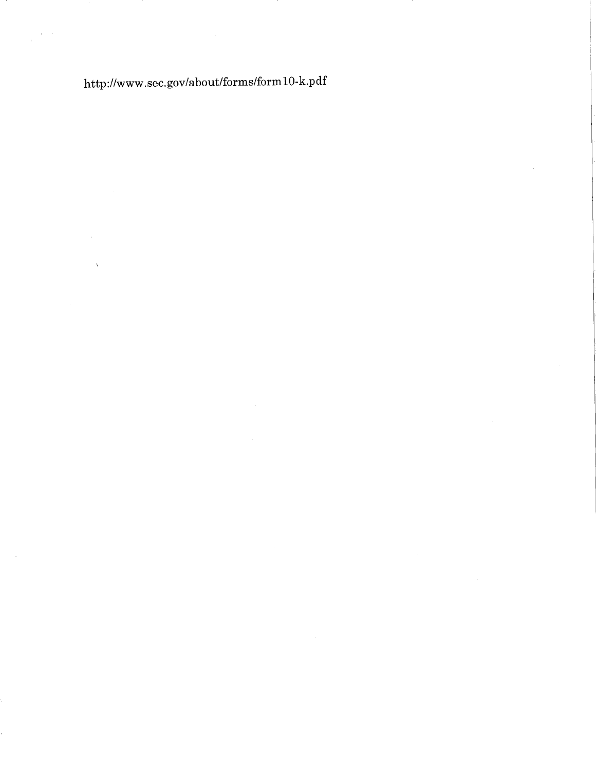http://www.sec.gov/about/forms/form10-k.pdf